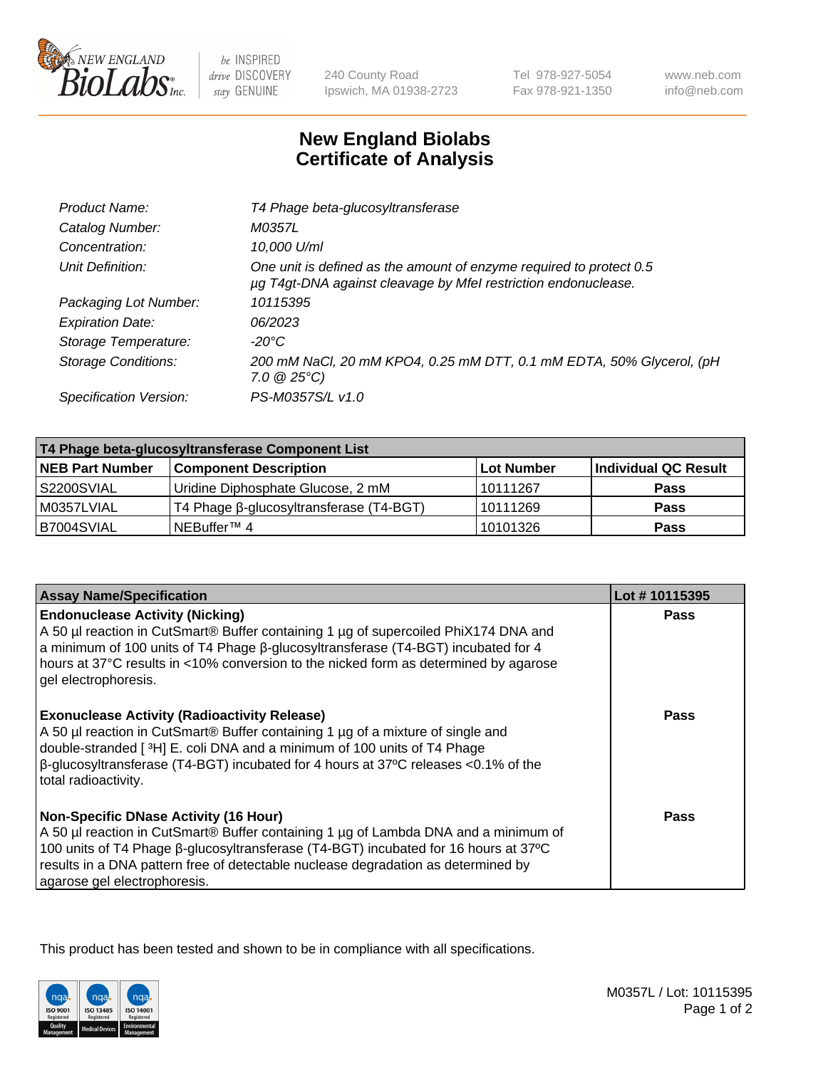New England BioLabs Inc. — be INSPIRED drive DISCOVERY stay GENUINE

240 County Road
Ipswich, MA 01938-2723

Tel 978-927-5054
Fax 978-921-1350

www.neb.com
info@neb.com

# New England Biolabs
# Certificate of Analysis

| | |
|---|---|
| *Product Name:* | *T4 Phage beta-glucosyltransferase* |
| *Catalog Number:* | *M0357L* |
| *Concentration:* | *10,000 U/ml* |
| *Unit Definition:* | *One unit is defined as the amount of enzyme required to protect 0.5 µg T4gt-DNA against cleavage by MfeI restriction endonuclease.* |
| *Packaging Lot Number:* | *10115395* |
| *Expiration Date:* | *06/2023* |
| *Storage Temperature:* | *-20°C* |
| *Storage Conditions:* | *200 mM NaCl, 20 mM KPO4, 0.25 mM DTT, 0.1 mM EDTA, 50% Glycerol, (pH 7.0 @ 25°C)* |
| *Specification Version:* | *PS-M0357S/L v1.0* |

| T4 Phage beta-glucosyltransferase Component List | | | |
|---|---|---|---|
| **NEB Part Number** | **Component Description** | **Lot Number** | **Individual QC Result** |
| S2200SVIAL | Uridine Diphosphate Glucose, 2 mM | 10111267 | **Pass** |
| M0357LVIAL | T4 Phage β-glucosyltransferase (T4-BGT) | 10111269 | **Pass** |
| B7004SVIAL | NEBuffer™ 4 | 10101326 | **Pass** |

| Assay Name/Specification | Lot # 10115395 |
|---|---|
| **Endonuclease Activity (Nicking)**<br>A 50 µl reaction in CutSmart® Buffer containing 1 µg of supercoiled PhiX174 DNA and a minimum of 100 units of T4 Phage β-glucosyltransferase (T4-BGT) incubated for 4 hours at 37°C results in <10% conversion to the nicked form as determined by agarose gel electrophoresis. | **Pass** |
| **Exonuclease Activity (Radioactivity Release)**<br>A 50 µl reaction in CutSmart® Buffer containing 1 µg of a mixture of single and double-stranded [ ³H] E. coli DNA and a minimum of 100 units of T4 Phage β-glucosyltransferase (T4-BGT) incubated for 4 hours at 37ºC releases <0.1% of the total radioactivity. | **Pass** |
| **Non-Specific DNase Activity (16 Hour)**<br>A 50 µl reaction in CutSmart® Buffer containing 1 µg of Lambda DNA and a minimum of 100 units of T4 Phage β-glucosyltransferase (T4-BGT) incubated for 16 hours at 37ºC results in a DNA pattern free of detectable nuclease degradation as determined by agarose gel electrophoresis. | **Pass** |

This product has been tested and shown to be in compliance with all specifications.

M0357L / Lot: 10115395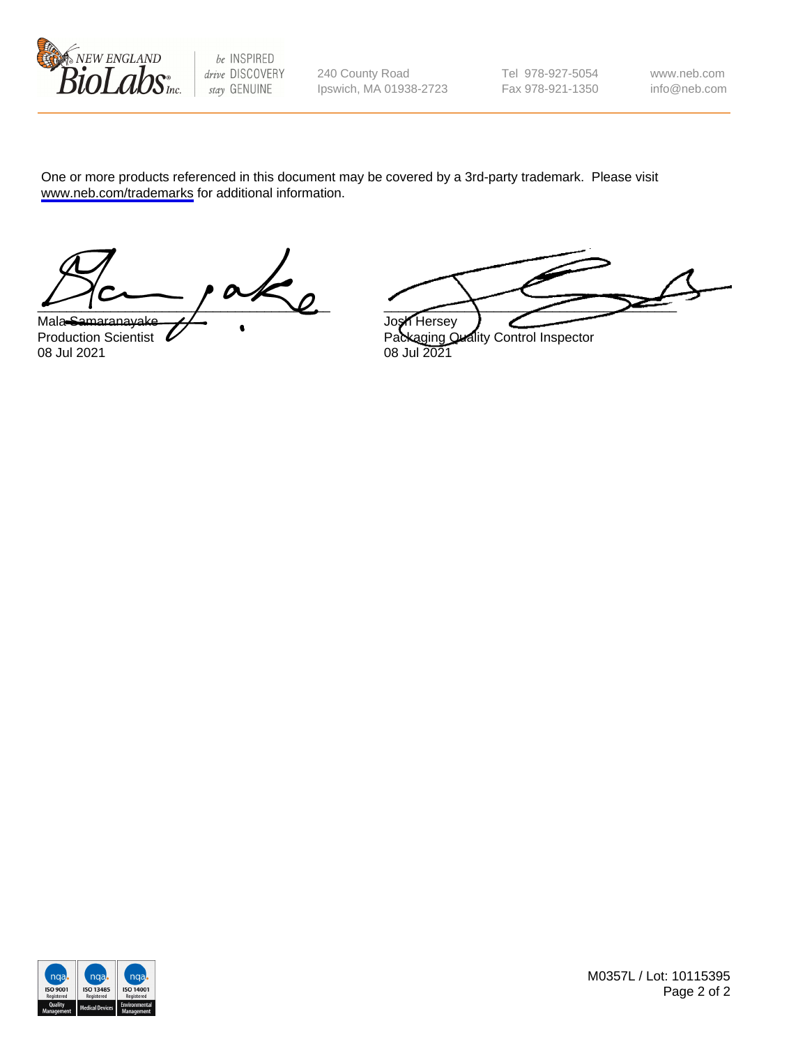One or more products referenced in this document may be covered by a 3rd-party trademark. Please visit www.neb.com/trademarks for additional information.

Mala Samaranayake
Production Scientist
08 Jul 2021

Josh Hersey
Packaging Quality Control Inspector
08 Jul 2021

M0357L / Lot: 10115395